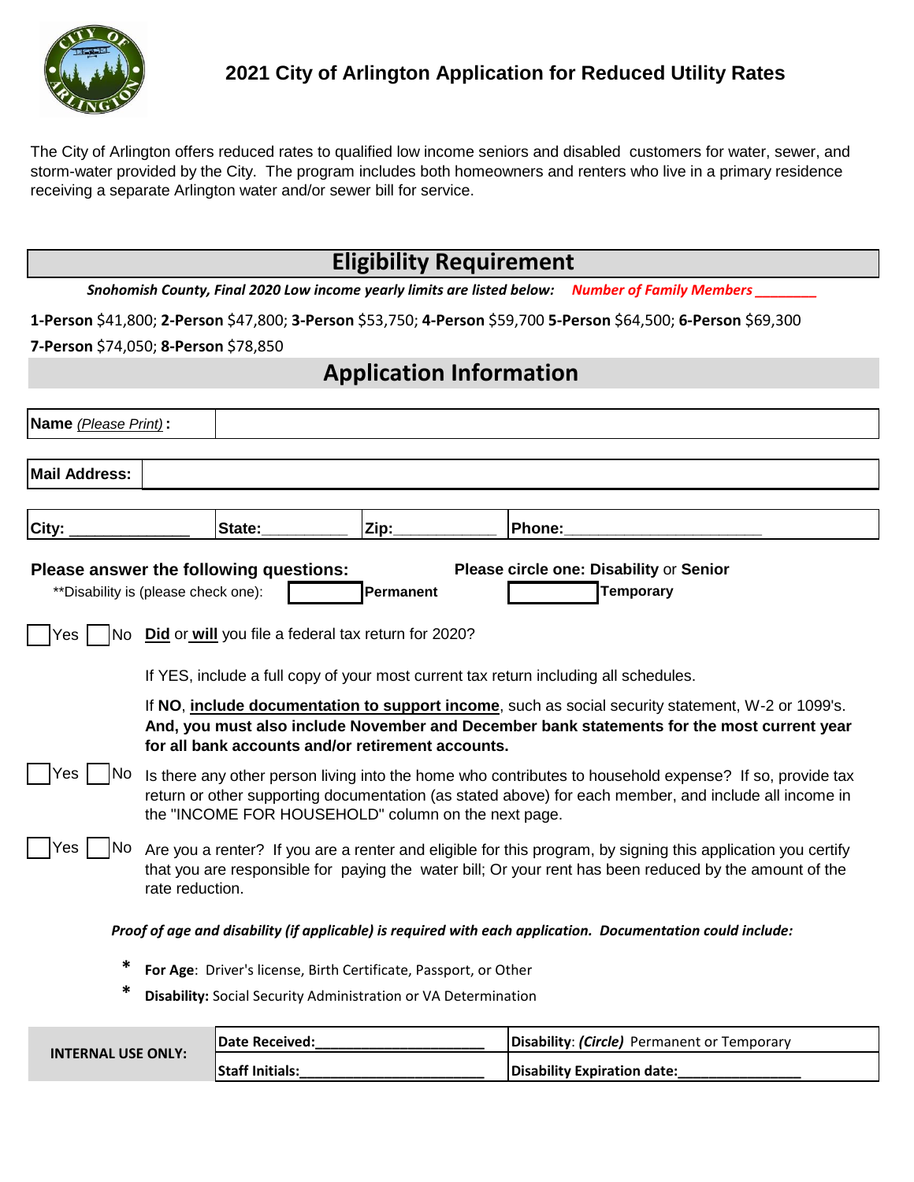# 2021 City of Arlington Application for Reduced Utility Rates

The City of Arlington offers reduced rates to qualified low income seniors and disabled customers for water, sewer, and storm-water provided by the City. The program includes both homeowners and renters who live in a primary residence receiving a separate Arlington water and/or sewer bill for service.

## Eligibility Requirement

***Snohomish County, Final 2020 Low income yearly limits are listed below:*** ***Number of Family Members ________***

**1-Person** $41,800; **2-Person** $47,800; **3-Person** $53,750; **4-Person** $59,700 **5-Person** $64,500; **6-Person** $69,300

**7-Person** $74,050; **8-Person** $78,850

## Application Information

| **Name** *(Please Print)* **:** | |
|---|---|

| **Mail Address:** | |
|---|---|

| **City:** ______________ | **State:**__________ | **Zip:**____________ | **Phone:**________________________ |
|---|---|---|---|

**Please answer the following questions:** **Please circle one: Disability** or **Senior**

**Disability is (please check one): [ ] **Permanent** [ ] **Temporary**

[ ] Yes [ ] No **Did** or **will** you file a federal tax return for 2020?

If YES, include a full copy of your most current tax return including all schedules.

If **NO**, **include documentation to support income**, such as social security statement, W-2 or 1099's. **And, you must also include November and December bank statements for the most current year for all bank accounts and/or retirement accounts.**

[ ] Yes [ ] No Is there any other person living into the home who contributes to household expense? If so, provide tax return or other supporting documentation (as stated above) for each member, and include all income in the "INCOME FOR HOUSEHOLD" column on the next page.

[ ] Yes [ ] No Are you a renter? If you are a renter and eligible for this program, by signing this application you certify that you are responsible for paying the water bill; Or your rent has been reduced by the amount of the rate reduction.

***Proof of age and disability (if applicable) is required with each application. Documentation could include:***

* **For Age**: Driver's license, Birth Certificate, Passport, or Other
* **Disability:** Social Security Administration or VA Determination

| **INTERNAL USE ONLY:** | **Date Received:**______________________ | **Disability**: ***(Circle)*** Permanent or Temporary |
|---|---|---|
| | **Staff Initials:**________________________ | **Disability Expiration date:**________________ |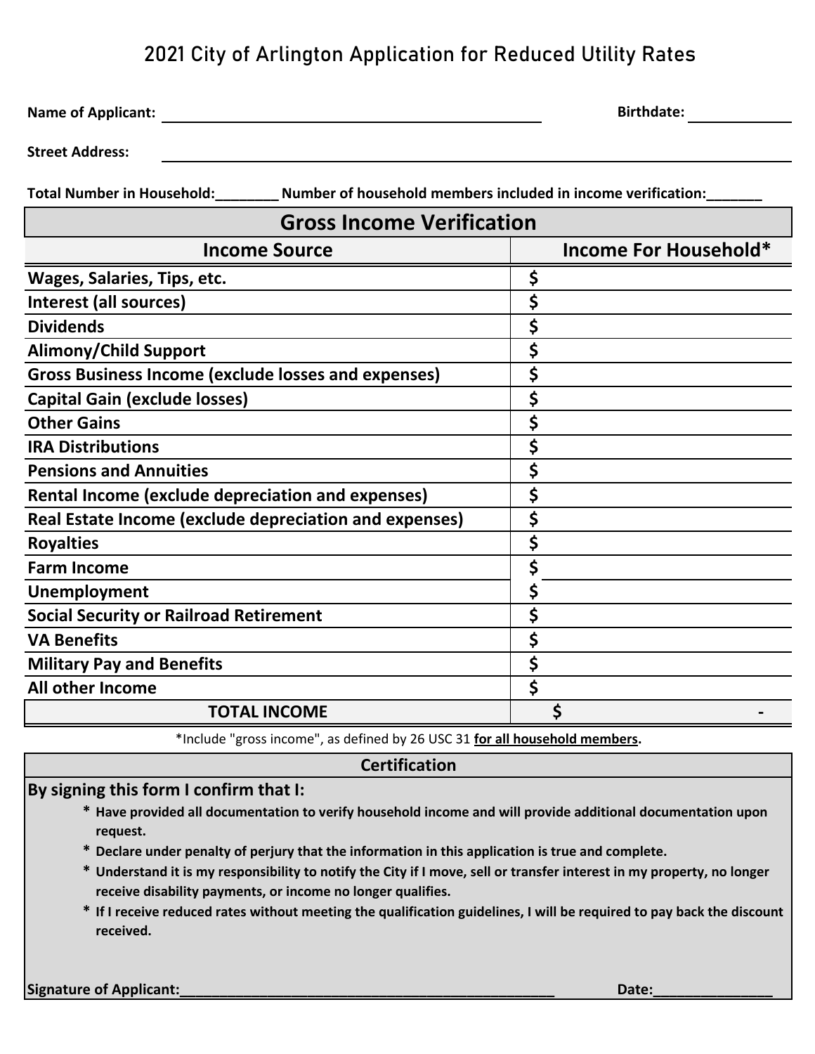# 2021 City of Arlington Application for Reduced Utility Rates

**Name of Applicant:** ______________________________ **Birthdate:** ____________

**Street Address:** ______________________________________________

**Total Number in Household:**________ **Number of household members included in income verification:**_______

## Gross Income Verification

| Income Source | Income For Household* |
|---|---|
| **Wages, Salaries, Tips, etc.** | $ |
| **Interest (all sources)** | $ |
| **Dividends** | $ |
| **Alimony/Child Support** | $ |
| **Gross Business Income (exclude losses and expenses)** | $ |
| **Capital Gain (exclude losses)** | $ |
| **Other Gains** | $ |
| **IRA Distributions** | $ |
| **Pensions and Annuities** | $ |
| **Rental Income (exclude depreciation and expenses)** | $ |
| **Real Estate Income (exclude depreciation and expenses)** | $ |
| **Royalties** | $ |
| **Farm Income** | $ |
| **Unemployment** | $ |
| **Social Security or Railroad Retirement** | $ |
| **VA Benefits** | $ |
| **Military Pay and Benefits** | $ |
| **All other Income** | $ |
| **TOTAL INCOME** | **$ -** |

*Include "gross income", as defined by 26 USC 31 **for all household members**.

## Certification

**By signing this form I confirm that I:**

* **Have provided all documentation to verify household income and will provide additional documentation upon request.**
* **Declare under penalty of perjury that the information in this application is true and complete.**
* **Understand it is my responsibility to notify the City if I move, sell or transfer interest in my property, no longer receive disability payments, or income no longer qualifies.**
* **If I receive reduced rates without meeting the qualification guidelines, I will be required to pay back the discount received.**

**Signature of Applicant:**__________________________________________ **Date:**_______________